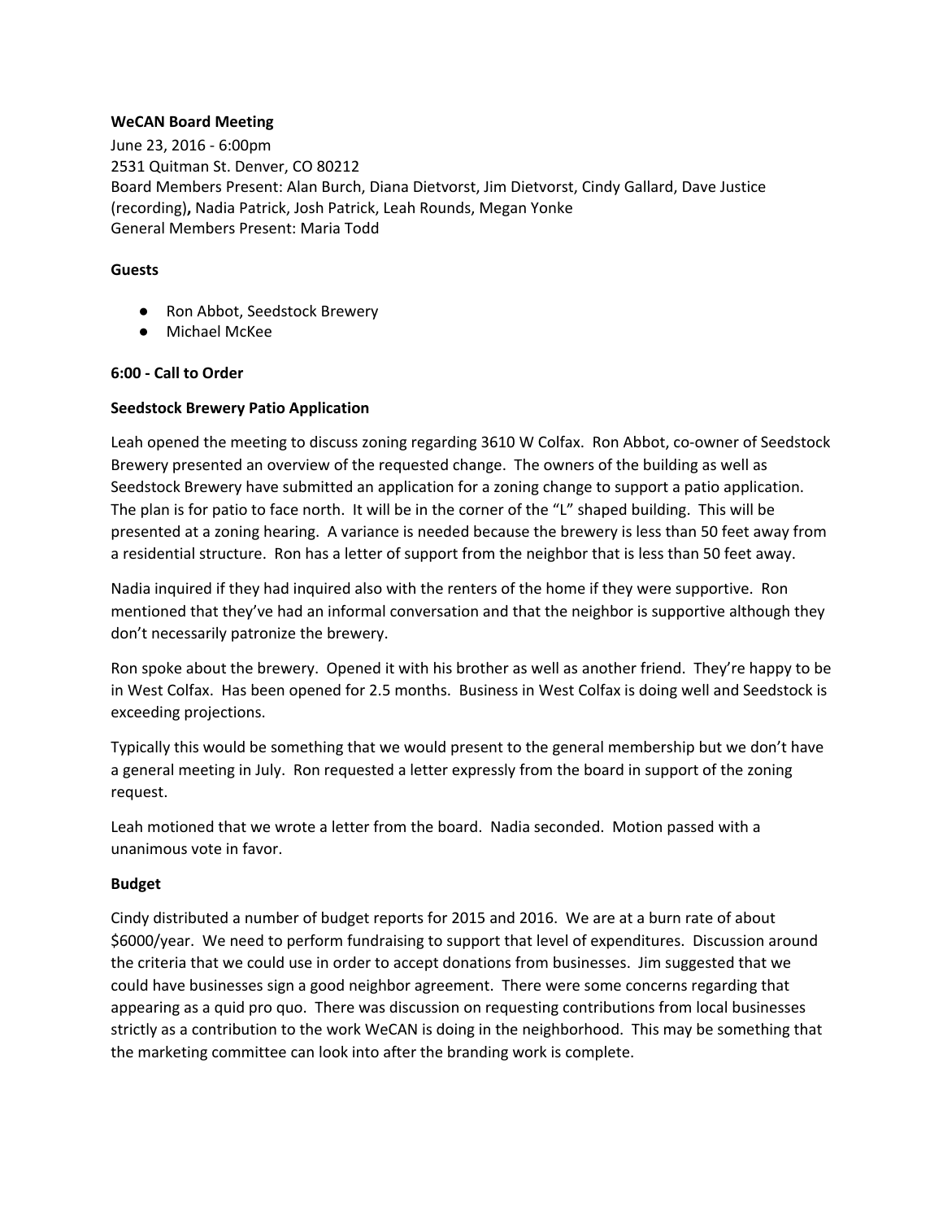**WeCAN Board Meeting**

June 23, 2016 - 6:00pm
2531 Quitman St. Denver, CO 80212
Board Members Present: Alan Burch, Diana Dietvorst, Jim Dietvorst, Cindy Gallard, Dave Justice (recording)**,** Nadia Patrick, Josh Patrick, Leah Rounds, Megan Yonke
General Members Present: Maria Todd

**Guests**

- Ron Abbot, Seedstock Brewery
- Michael McKee

**6:00 - Call to Order**

**Seedstock Brewery Patio Application**

Leah opened the meeting to discuss zoning regarding 3610 W Colfax. Ron Abbot, co-owner of Seedstock Brewery presented an overview of the requested change. The owners of the building as well as Seedstock Brewery have submitted an application for a zoning change to support a patio application. The plan is for patio to face north. It will be in the corner of the "L" shaped building. This will be presented at a zoning hearing. A variance is needed because the brewery is less than 50 feet away from a residential structure. Ron has a letter of support from the neighbor that is less than 50 feet away.

Nadia inquired if they had inquired also with the renters of the home if they were supportive. Ron mentioned that they've had an informal conversation and that the neighbor is supportive although they don't necessarily patronize the brewery.

Ron spoke about the brewery. Opened it with his brother as well as another friend. They're happy to be in West Colfax. Has been opened for 2.5 months. Business in West Colfax is doing well and Seedstock is exceeding projections.

Typically this would be something that we would present to the general membership but we don't have a general meeting in July. Ron requested a letter expressly from the board in support of the zoning request.

Leah motioned that we wrote a letter from the board. Nadia seconded. Motion passed with a unanimous vote in favor.

**Budget**

Cindy distributed a number of budget reports for 2015 and 2016. We are at a burn rate of about $6000/year. We need to perform fundraising to support that level of expenditures. Discussion around the criteria that we could use in order to accept donations from businesses. Jim suggested that we could have businesses sign a good neighbor agreement. There were some concerns regarding that appearing as a quid pro quo. There was discussion on requesting contributions from local businesses strictly as a contribution to the work WeCAN is doing in the neighborhood. This may be something that the marketing committee can look into after the branding work is complete.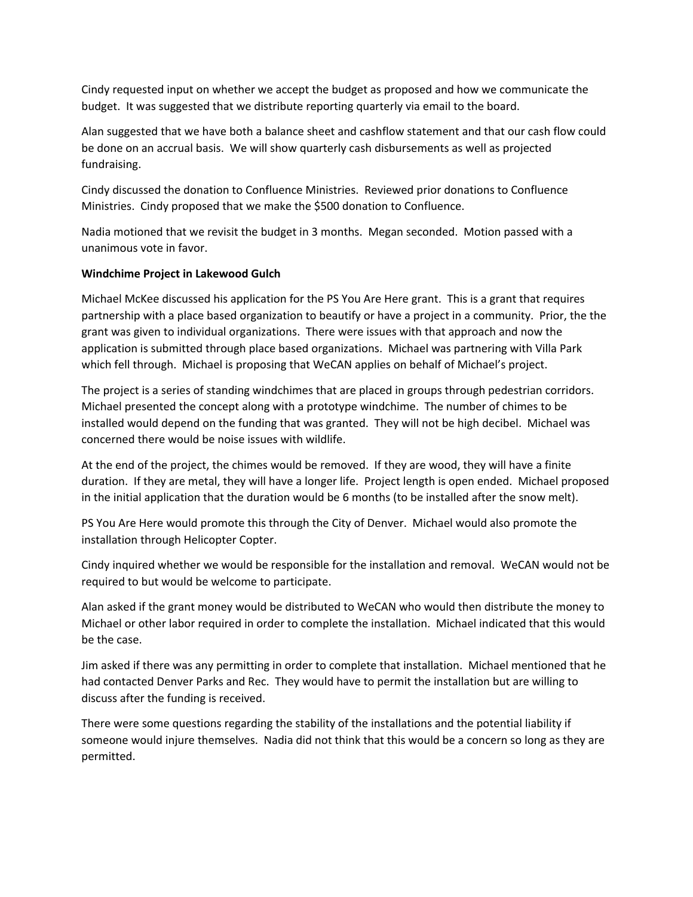Cindy requested input on whether we accept the budget as proposed and how we communicate the budget. It was suggested that we distribute reporting quarterly via email to the board.

Alan suggested that we have both a balance sheet and cashflow statement and that our cash flow could be done on an accrual basis. We will show quarterly cash disbursements as well as projected fundraising.

Cindy discussed the donation to Confluence Ministries. Reviewed prior donations to Confluence Ministries. Cindy proposed that we make the $500 donation to Confluence.

Nadia motioned that we revisit the budget in 3 months. Megan seconded. Motion passed with a unanimous vote in favor.

**Windchime Project in Lakewood Gulch**

Michael McKee discussed his application for the PS You Are Here grant. This is a grant that requires partnership with a place based organization to beautify or have a project in a community. Prior, the the grant was given to individual organizations. There were issues with that approach and now the application is submitted through place based organizations. Michael was partnering with Villa Park which fell through. Michael is proposing that WeCAN applies on behalf of Michael's project.

The project is a series of standing windchimes that are placed in groups through pedestrian corridors. Michael presented the concept along with a prototype windchime. The number of chimes to be installed would depend on the funding that was granted. They will not be high decibel. Michael was concerned there would be noise issues with wildlife.

At the end of the project, the chimes would be removed. If they are wood, they will have a finite duration. If they are metal, they will have a longer life. Project length is open ended. Michael proposed in the initial application that the duration would be 6 months (to be installed after the snow melt).

PS You Are Here would promote this through the City of Denver. Michael would also promote the installation through Helicopter Copter.

Cindy inquired whether we would be responsible for the installation and removal. WeCAN would not be required to but would be welcome to participate.

Alan asked if the grant money would be distributed to WeCAN who would then distribute the money to Michael or other labor required in order to complete the installation. Michael indicated that this would be the case.

Jim asked if there was any permitting in order to complete that installation. Michael mentioned that he had contacted Denver Parks and Rec. They would have to permit the installation but are willing to discuss after the funding is received.

There were some questions regarding the stability of the installations and the potential liability if someone would injure themselves. Nadia did not think that this would be a concern so long as they are permitted.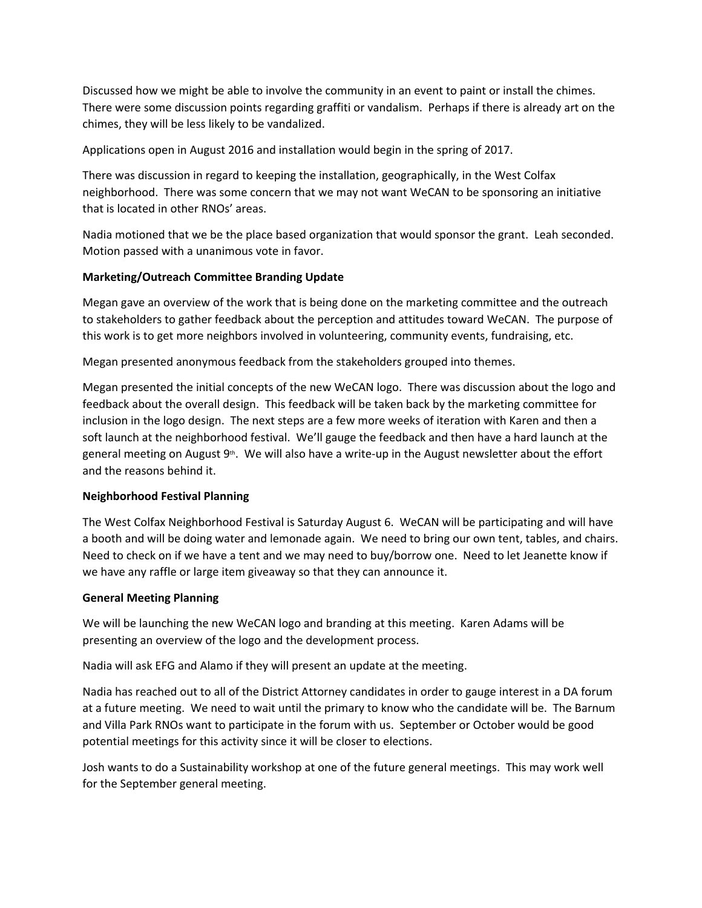Discussed how we might be able to involve the community in an event to paint or install the chimes. There were some discussion points regarding graffiti or vandalism. Perhaps if there is already art on the chimes, they will be less likely to be vandalized.

Applications open in August 2016 and installation would begin in the spring of 2017.

There was discussion in regard to keeping the installation, geographically, in the West Colfax neighborhood. There was some concern that we may not want WeCAN to be sponsoring an initiative that is located in other RNOs' areas.

Nadia motioned that we be the place based organization that would sponsor the grant. Leah seconded. Motion passed with a unanimous vote in favor.

**Marketing/Outreach Committee Branding Update**

Megan gave an overview of the work that is being done on the marketing committee and the outreach to stakeholders to gather feedback about the perception and attitudes toward WeCAN. The purpose of this work is to get more neighbors involved in volunteering, community events, fundraising, etc.

Megan presented anonymous feedback from the stakeholders grouped into themes.

Megan presented the initial concepts of the new WeCAN logo. There was discussion about the logo and feedback about the overall design. This feedback will be taken back by the marketing committee for inclusion in the logo design. The next steps are a few more weeks of iteration with Karen and then a soft launch at the neighborhood festival. We'll gauge the feedback and then have a hard launch at the general meeting on August 9th. We will also have a write-up in the August newsletter about the effort and the reasons behind it.

**Neighborhood Festival Planning**

The West Colfax Neighborhood Festival is Saturday August 6. WeCAN will be participating and will have a booth and will be doing water and lemonade again. We need to bring our own tent, tables, and chairs. Need to check on if we have a tent and we may need to buy/borrow one. Need to let Jeanette know if we have any raffle or large item giveaway so that they can announce it.

**General Meeting Planning**

We will be launching the new WeCAN logo and branding at this meeting. Karen Adams will be presenting an overview of the logo and the development process.

Nadia will ask EFG and Alamo if they will present an update at the meeting.

Nadia has reached out to all of the District Attorney candidates in order to gauge interest in a DA forum at a future meeting. We need to wait until the primary to know who the candidate will be. The Barnum and Villa Park RNOs want to participate in the forum with us. September or October would be good potential meetings for this activity since it will be closer to elections.

Josh wants to do a Sustainability workshop at one of the future general meetings. This may work well for the September general meeting.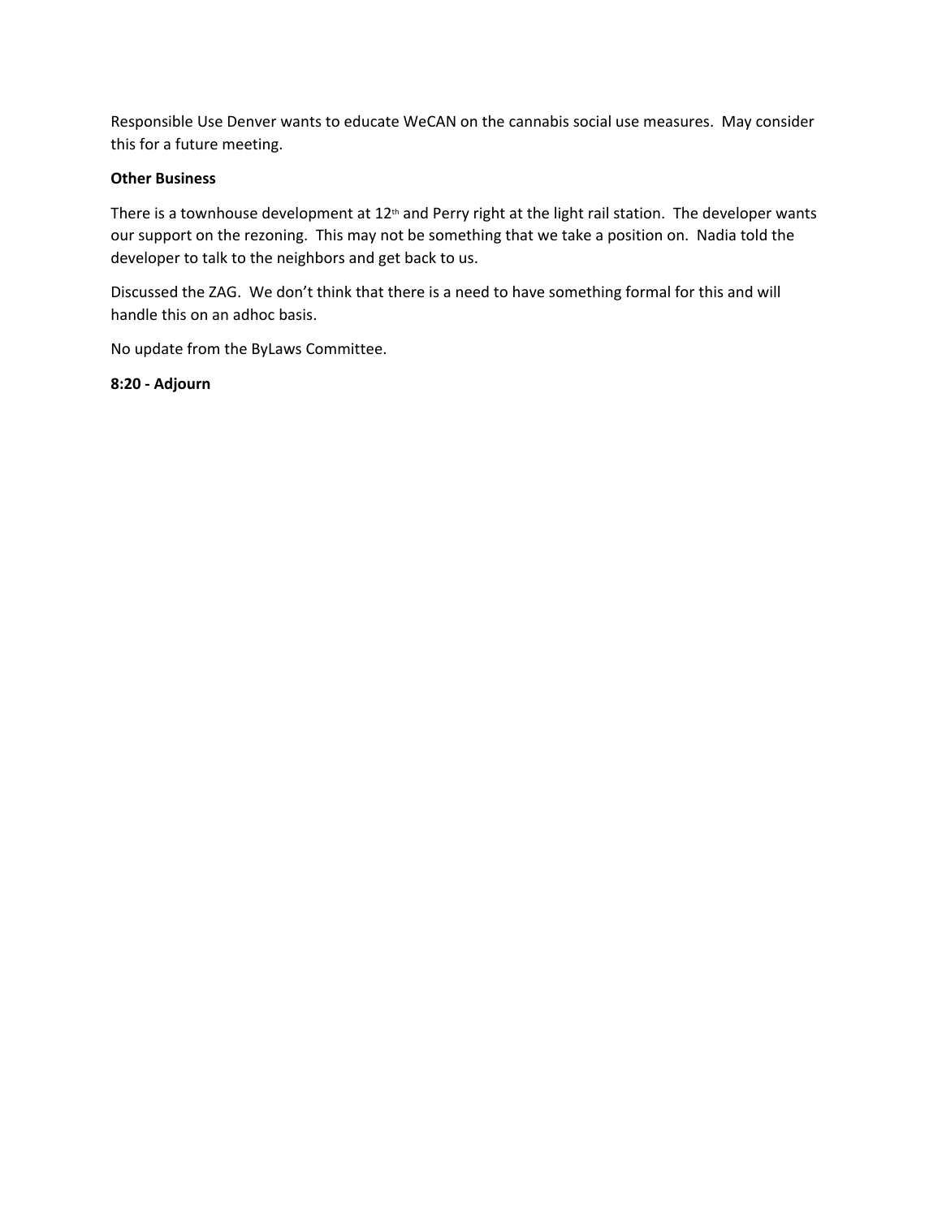Responsible Use Denver wants to educate WeCAN on the cannabis social use measures. May consider this for a future meeting.

**Other Business**

There is a townhouse development at 12th and Perry right at the light rail station. The developer wants our support on the rezoning. This may not be something that we take a position on. Nadia told the developer to talk to the neighbors and get back to us.

Discussed the ZAG. We don't think that there is a need to have something formal for this and will handle this on an adhoc basis.

No update from the ByLaws Committee.

**8:20 - Adjourn**